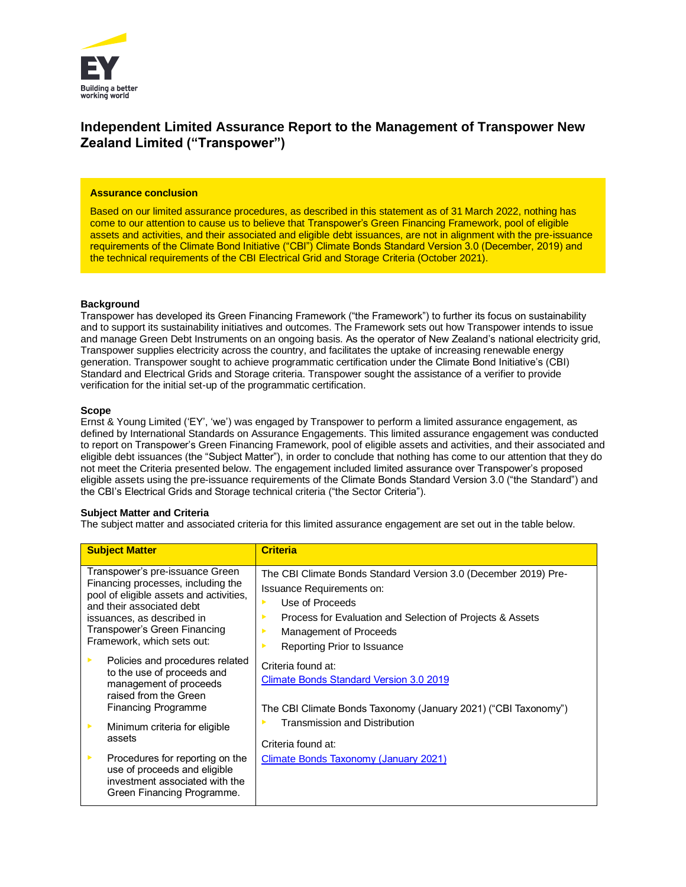# Independent Limited Assurance Report to the Management of Transpower New Zealand Limited ("Transpower")

**Assurance conclusion**

Based on our limited assurance procedures, as described in this statement as of 31 March 2022, nothing has come to our attention to cause us to believe that Transpower's Green Financing Framework, pool of eligible assets and activities, and their associated and eligible debt issuances, are not in alignment with the pre-issuance requirements of the Climate Bond Initiative ("CBI") Climate Bonds Standard Version 3.0 (December, 2019) and the technical requirements of the CBI Electrical Grid and Storage Criteria (October 2021).

**Background**

Transpower has developed its Green Financing Framework ("the Framework") to further its focus on sustainability and to support its sustainability initiatives and outcomes. The Framework sets out how Transpower intends to issue and manage Green Debt Instruments on an ongoing basis. As the operator of New Zealand's national electricity grid, Transpower supplies electricity across the country, and facilitates the uptake of increasing renewable energy generation. Transpower sought to achieve programmatic certification under the Climate Bond Initiative's (CBI) Standard and Electrical Grids and Storage criteria. Transpower sought the assistance of a verifier to provide verification for the initial set-up of the programmatic certification.

**Scope**

Ernst & Young Limited ('EY', 'we') was engaged by Transpower to perform a limited assurance engagement, as defined by International Standards on Assurance Engagements. This limited assurance engagement was conducted to report on Transpower's Green Financing Framework, pool of eligible assets and activities, and their associated and eligible debt issuances (the "Subject Matter"), in order to conclude that nothing has come to our attention that they do not meet the Criteria presented below. The engagement included limited assurance over Transpower's proposed eligible assets using the pre-issuance requirements of the Climate Bonds Standard Version 3.0 ("the Standard") and the CBI's Electrical Grids and Storage technical criteria ("the Sector Criteria").

**Subject Matter and Criteria**

The subject matter and associated criteria for this limited assurance engagement are set out in the table below.

| Subject Matter | Criteria |
|---|---|
| Transpower's pre-issuance Green Financing processes, including the pool of eligible assets and activities, and their associated debt issuances, as described in Transpower's Green Financing Framework, which sets out:<br>▸ Policies and procedures related to the use of proceeds and management of proceeds raised from the Green Financing Programme<br>▸ Minimum criteria for eligible assets<br>▸ Procedures for reporting on the use of proceeds and eligible investment associated with the Green Financing Programme. | The CBI Climate Bonds Standard Version 3.0 (December 2019) Pre-Issuance Requirements on:<br>▸ Use of Proceeds<br>▸ Process for Evaluation and Selection of Projects & Assets<br>▸ Management of Proceeds<br>▸ Reporting Prior to Issuance<br><br>Criteria found at:<br>Climate Bonds Standard Version 3.0 2019<br><br>The CBI Climate Bonds Taxonomy (January 2021) ("CBI Taxonomy")<br>▸ Transmission and Distribution<br><br>Criteria found at:<br>Climate Bonds Taxonomy (January 2021) |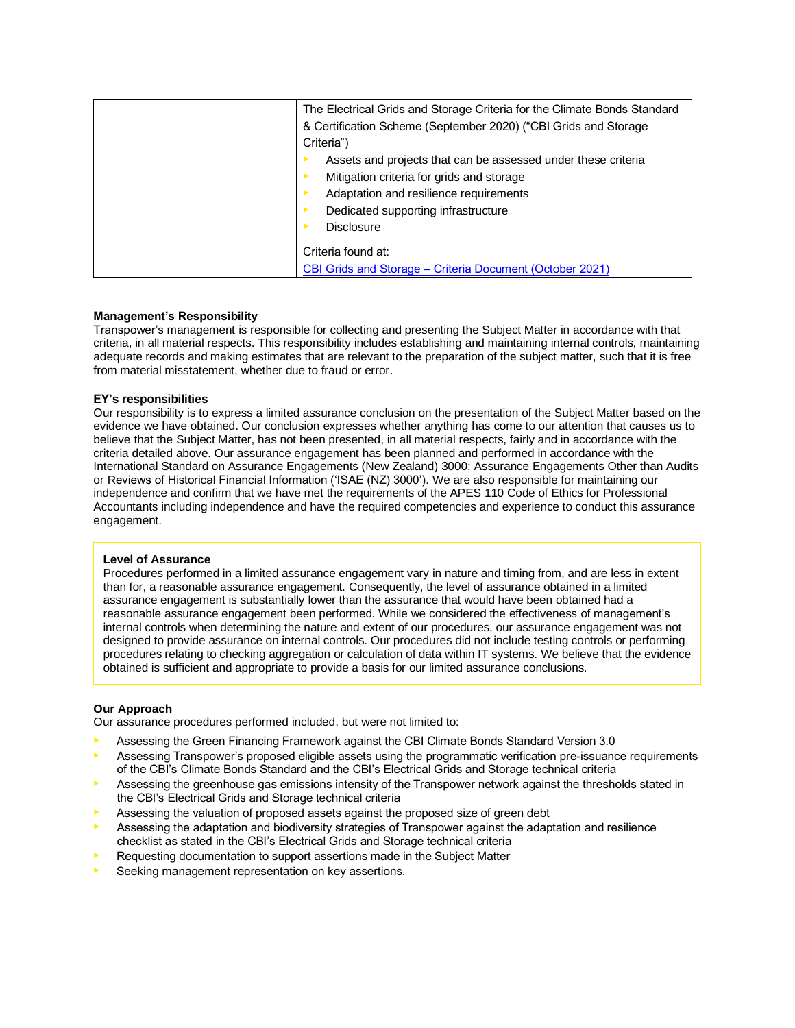| | The Electrical Grids and Storage Criteria for the Climate Bonds Standard & Certification Scheme (September 2020) ("CBI Grids and Storage Criteria")<br>- Assets and projects that can be assessed under these criteria<br>- Mitigation criteria for grids and storage<br>- Adaptation and resilience requirements<br>- Dedicated supporting infrastructure<br>- Disclosure<br><br>Criteria found at:<br>[CBI Grids and Storage – Criteria Document (October 2021)]() |
|---|---|

**Management's Responsibility**

Transpower's management is responsible for collecting and presenting the Subject Matter in accordance with that criteria, in all material respects. This responsibility includes establishing and maintaining internal controls, maintaining adequate records and making estimates that are relevant to the preparation of the subject matter, such that it is free from material misstatement, whether due to fraud or error.

**EY's responsibilities**

Our responsibility is to express a limited assurance conclusion on the presentation of the Subject Matter based on the evidence we have obtained. Our conclusion expresses whether anything has come to our attention that causes us to believe that the Subject Matter, has not been presented, in all material respects, fairly and in accordance with the criteria detailed above. Our assurance engagement has been planned and performed in accordance with the International Standard on Assurance Engagements (New Zealand) 3000: Assurance Engagements Other than Audits or Reviews of Historical Financial Information ('ISAE (NZ) 3000'). We are also responsible for maintaining our independence and confirm that we have met the requirements of the APES 110 Code of Ethics for Professional Accountants including independence and have the required competencies and experience to conduct this assurance engagement.

**Level of Assurance**

Procedures performed in a limited assurance engagement vary in nature and timing from, and are less in extent than for, a reasonable assurance engagement. Consequently, the level of assurance obtained in a limited assurance engagement is substantially lower than the assurance that would have been obtained had a reasonable assurance engagement been performed. While we considered the effectiveness of management's internal controls when determining the nature and extent of our procedures, our assurance engagement was not designed to provide assurance on internal controls. Our procedures did not include testing controls or performing procedures relating to checking aggregation or calculation of data within IT systems. We believe that the evidence obtained is sufficient and appropriate to provide a basis for our limited assurance conclusions.

**Our Approach**

Our assurance procedures performed included, but were not limited to:

- Assessing the Green Financing Framework against the CBI Climate Bonds Standard Version 3.0
- Assessing Transpower's proposed eligible assets using the programmatic verification pre-issuance requirements of the CBI's Climate Bonds Standard and the CBI's Electrical Grids and Storage technical criteria
- Assessing the greenhouse gas emissions intensity of the Transpower network against the thresholds stated in the CBI's Electrical Grids and Storage technical criteria
- Assessing the valuation of proposed assets against the proposed size of green debt
- Assessing the adaptation and biodiversity strategies of Transpower against the adaptation and resilience checklist as stated in the CBI's Electrical Grids and Storage technical criteria
- Requesting documentation to support assertions made in the Subject Matter
- Seeking management representation on key assertions.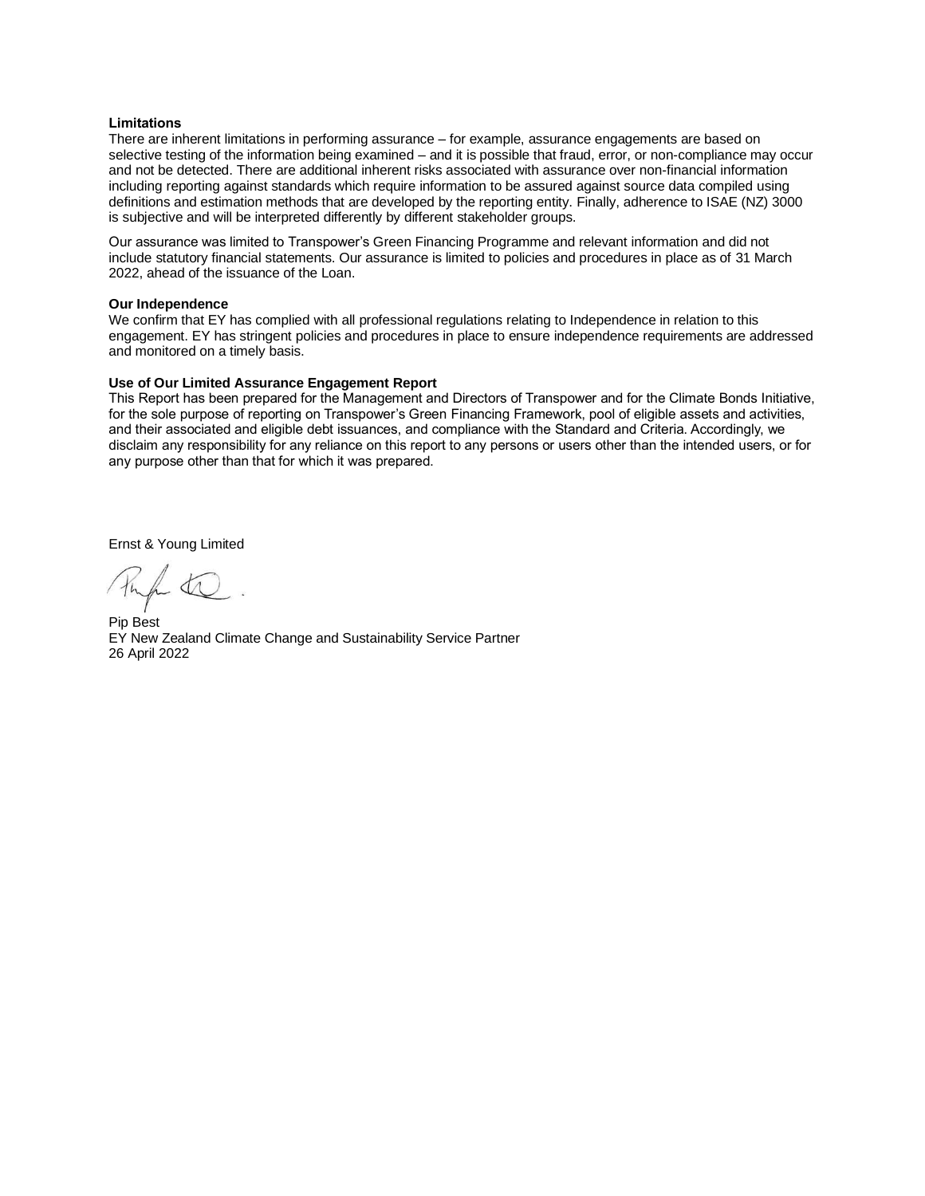**Limitations**

There are inherent limitations in performing assurance – for example, assurance engagements are based on selective testing of the information being examined – and it is possible that fraud, error, or non-compliance may occur and not be detected. There are additional inherent risks associated with assurance over non-financial information including reporting against standards which require information to be assured against source data compiled using definitions and estimation methods that are developed by the reporting entity. Finally, adherence to ISAE (NZ) 3000 is subjective and will be interpreted differently by different stakeholder groups.

Our assurance was limited to Transpower's Green Financing Programme and relevant information and did not include statutory financial statements. Our assurance is limited to policies and procedures in place as of 31 March 2022, ahead of the issuance of the Loan.

**Our Independence**

We confirm that EY has complied with all professional regulations relating to Independence in relation to this engagement. EY has stringent policies and procedures in place to ensure independence requirements are addressed and monitored on a timely basis.

**Use of Our Limited Assurance Engagement Report**

This Report has been prepared for the Management and Directors of Transpower and for the Climate Bonds Initiative, for the sole purpose of reporting on Transpower's Green Financing Framework, pool of eligible assets and activities, and their associated and eligible debt issuances, and compliance with the Standard and Criteria. Accordingly, we disclaim any responsibility for any reliance on this report to any persons or users other than the intended users, or for any purpose other than that for which it was prepared.

Ernst & Young Limited

Pip Best
EY New Zealand Climate Change and Sustainability Service Partner
26 April 2022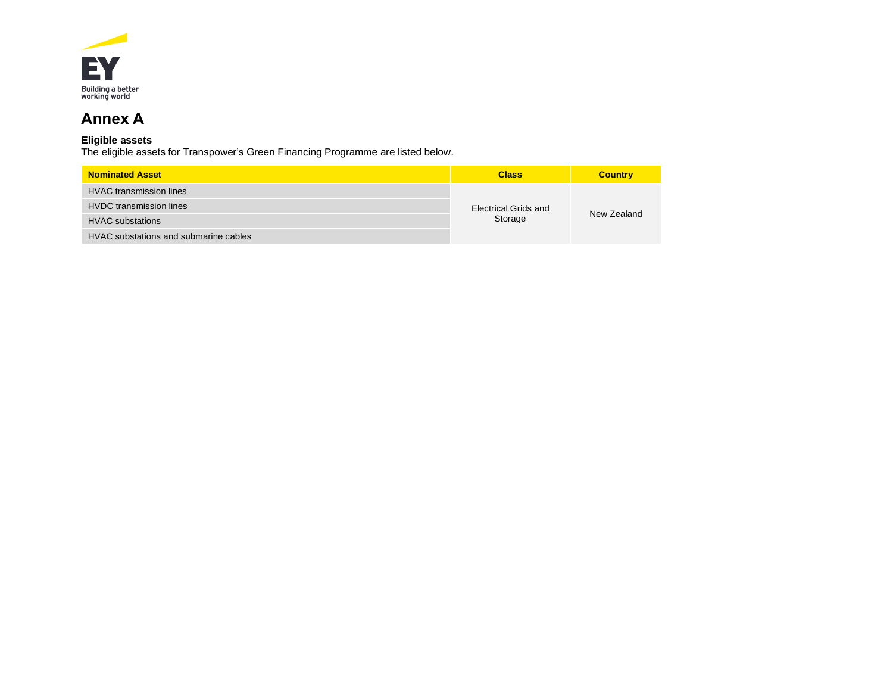# Annex A

**Eligible assets**

The eligible assets for Transpower's Green Financing Programme are listed below.

| Nominated Asset | Class | Country |
| --- | --- | --- |
| HVAC transmission lines | Electrical Grids and Storage | New Zealand |
| HVDC transmission lines | | |
| HVAC substations | | |
| HVAC substations and submarine cables | | |